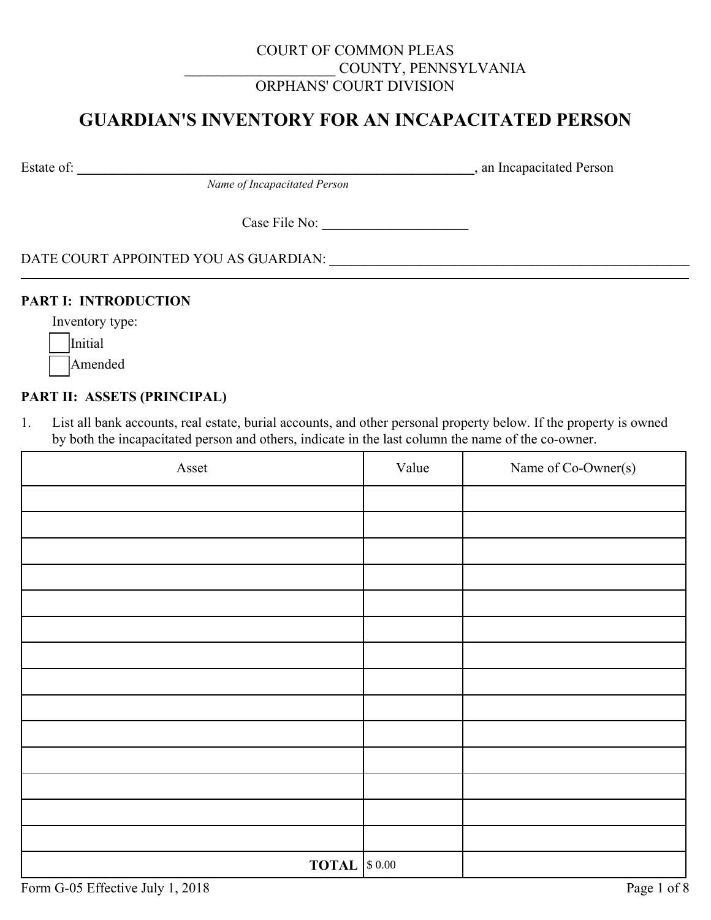COURT OF COMMON PLEAS

____________________ COUNTY, PENNSYLVANIA

ORPHANS' COURT DIVISION

# GUARDIAN'S INVENTORY FOR AN INCAPACITATED PERSON

Estate of: ____________________________________________________________, an Incapacitated Person

*Name of Incapacitated Person*

Case File No: _____________________

DATE COURT APPOINTED YOU AS GUARDIAN: ______________________________________________________

**PART I: INTRODUCTION**

Inventory type:

☐ Initial

☐ Amended

**PART II: ASSETS (PRINCIPAL)**

1. List all bank accounts, real estate, burial accounts, and other personal property below. If the property is owned by both the incapacitated person and others, indicate in the last column the name of the co-owner.

| Asset | Value | Name of Co-Owner(s) |
|---|---|---|
| | | |
| | | |
| | | |
| | | |
| | | |
| | | |
| | | |
| | | |
| | | |
| | | |
| | | |
| | | |
| | | |
| | | |
| **TOTAL** | $ 0.00 | |

Form G-05 Effective July 1, 2018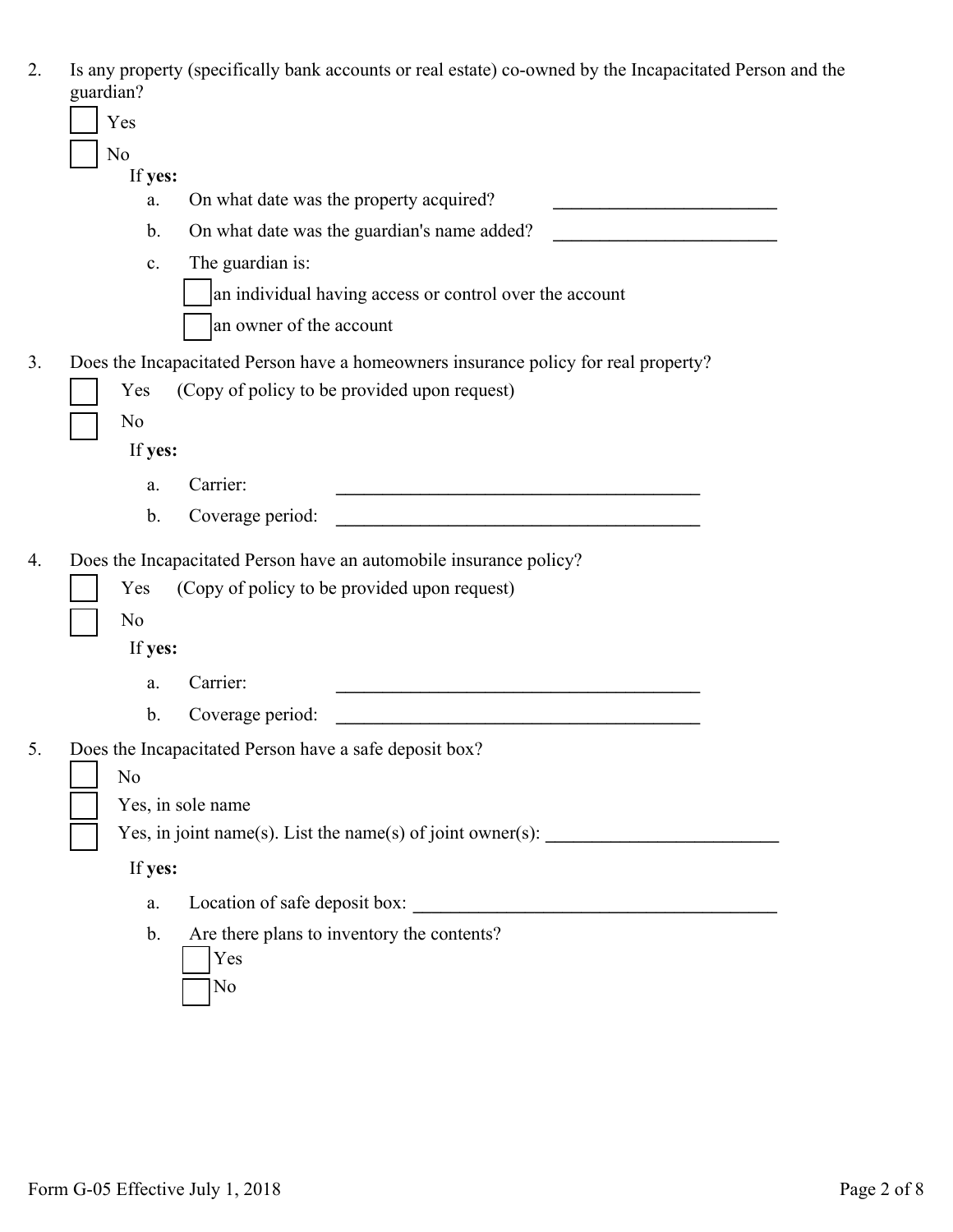2. Is any property (specifically bank accounts or real estate) co-owned by the Incapacitated Person and the guardian?

   ☐ Yes

   ☐ No

   If **yes:**

   a. On what date was the property acquired? ________________________

   b. On what date was the guardian's name added? ________________________

   c. The guardian is:

      ☐ an individual having access or control over the account

      ☐ an owner of the account

3. Does the Incapacitated Person have a homeowners insurance policy for real property?

   ☐ Yes (Copy of policy to be provided upon request)

   ☐ No

   If **yes:**

   a. Carrier: ________________________________________

   b. Coverage period: ________________________________________

4. Does the Incapacitated Person have an automobile insurance policy?

   ☐ Yes (Copy of policy to be provided upon request)

   ☐ No

   If **yes:**

   a. Carrier: ________________________________________

   b. Coverage period: ________________________________________

5. Does the Incapacitated Person have a safe deposit box?

   ☐ No

   ☐ Yes, in sole name

   ☐ Yes, in joint name(s). List the name(s) of joint owner(s): ________________________

   If **yes:**

   a. Location of safe deposit box: ________________________________________

   b. Are there plans to inventory the contents?

      ☐ Yes

      ☐ No

Form G-05 Effective July 1, 2018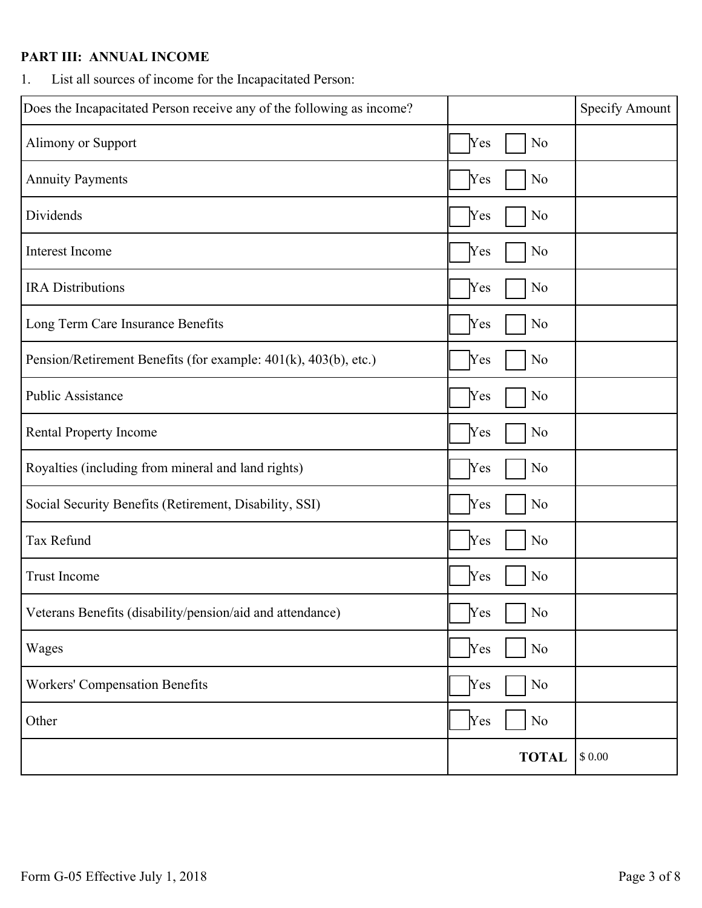**PART III: ANNUAL INCOME**

1. List all sources of income for the Incapacitated Person:

| Does the Incapacitated Person receive any of the following as income? | | Specify Amount |
|---|---|---|
| Alimony or Support | ☐ Yes ☐ No | |
| Annuity Payments | ☐ Yes ☐ No | |
| Dividends | ☐ Yes ☐ No | |
| Interest Income | ☐ Yes ☐ No | |
| IRA Distributions | ☐ Yes ☐ No | |
| Long Term Care Insurance Benefits | ☐ Yes ☐ No | |
| Pension/Retirement Benefits (for example: 401(k), 403(b), etc.) | ☐ Yes ☐ No | |
| Public Assistance | ☐ Yes ☐ No | |
| Rental Property Income | ☐ Yes ☐ No | |
| Royalties (including from mineral and land rights) | ☐ Yes ☐ No | |
| Social Security Benefits (Retirement, Disability, SSI) | ☐ Yes ☐ No | |
| Tax Refund | ☐ Yes ☐ No | |
| Trust Income | ☐ Yes ☐ No | |
| Veterans Benefits (disability/pension/aid and attendance) | ☐ Yes ☐ No | |
| Wages | ☐ Yes ☐ No | |
| Workers' Compensation Benefits | ☐ Yes ☐ No | |
| Other | ☐ Yes ☐ No | |
| | **TOTAL** | $ 0.00 |

Form G-05 Effective July 1, 2018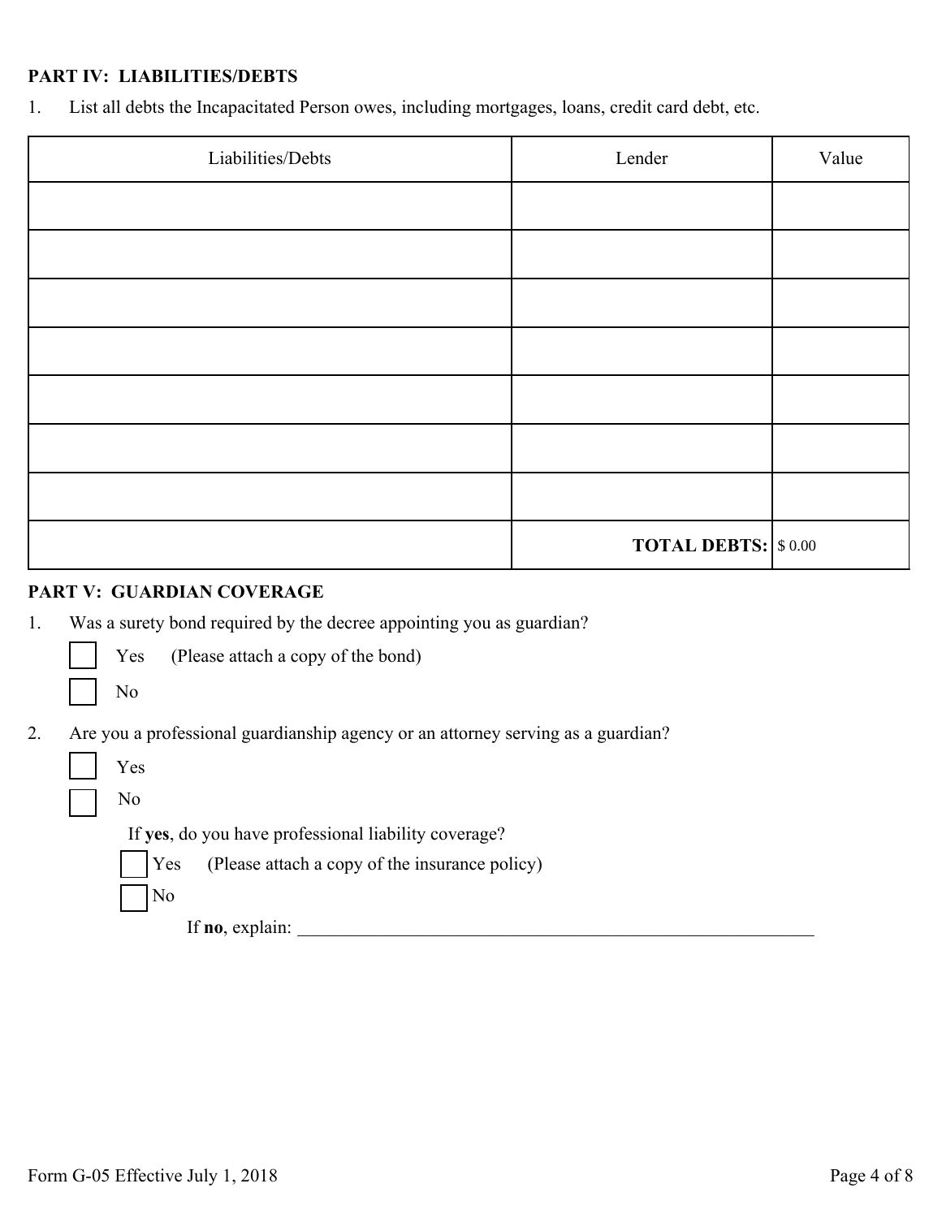**PART IV: LIABILITIES/DEBTS**

1. List all debts the Incapacitated Person owes, including mortgages, loans, credit card debt, etc.

| Liabilities/Debts | Lender | Value |
|---|---|---|
| | | |
| | | |
| | | |
| | | |
| | | |
| | | |
| | | |
| | **TOTAL DEBTS:** | $ 0.00 |

**PART V: GUARDIAN COVERAGE**

1. Was a surety bond required by the decree appointing you as guardian?

   ☐ Yes (Please attach a copy of the bond)

   ☐ No

2. Are you a professional guardianship agency or an attorney serving as a guardian?

   ☐ Yes

   ☐ No

   If **yes**, do you have professional liability coverage?

   ☐ Yes (Please attach a copy of the insurance policy)

   ☐ No

   If **no**, explain: ____________________________________________________________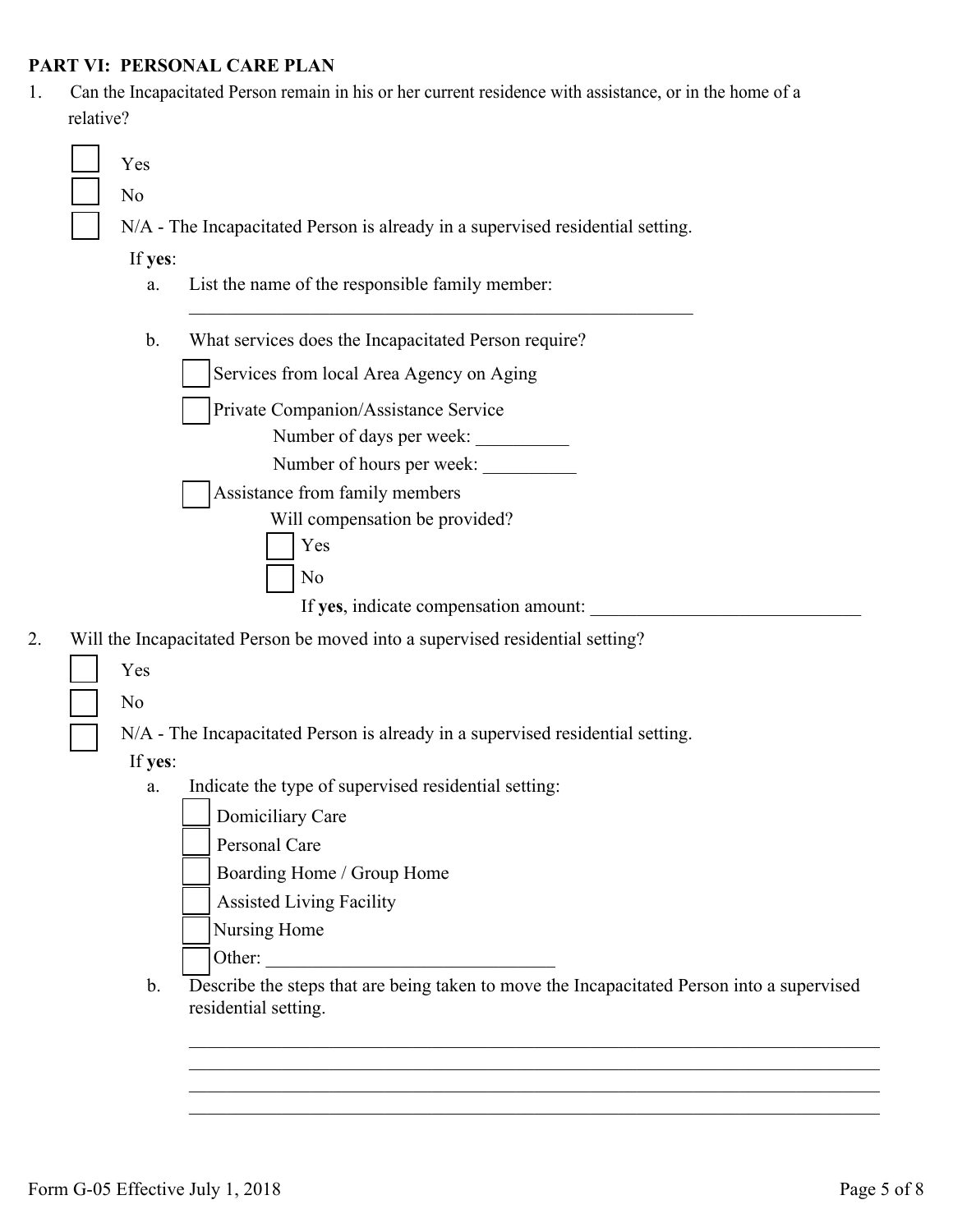## PART VI: PERSONAL CARE PLAN

1. Can the Incapacitated Person remain in his or her current residence with assistance, or in the home of a relative?

   ☐ Yes
   ☐ No
   ☐ N/A - The Incapacitated Person is already in a supervised residential setting.

   If **yes**:

   a. List the name of the responsible family member: ______________________________

   b. What services does the Incapacitated Person require?

      ☐ Services from local Area Agency on Aging

      ☐ Private Companion/Assistance Service
         Number of days per week: __________
         Number of hours per week: __________

      ☐ Assistance from family members
         Will compensation be provided?
         ☐ Yes
         ☐ No
         If **yes**, indicate compensation amount: ______________________________

2. Will the Incapacitated Person be moved into a supervised residential setting?

   ☐ Yes
   ☐ No
   ☐ N/A - The Incapacitated Person is already in a supervised residential setting.

   If **yes**:

   a. Indicate the type of supervised residential setting:

      ☐ Domiciliary Care
      ☐ Personal Care
      ☐ Boarding Home / Group Home
      ☐ Assisted Living Facility
      ☐ Nursing Home
      ☐ Other: ______________________________

   b. Describe the steps that are being taken to move the Incapacitated Person into a supervised residential setting.

      ______________________________________________________________________________
      ______________________________________________________________________________
      ______________________________________________________________________________
      ______________________________________________________________________________

Form G-05 Effective July 1, 2018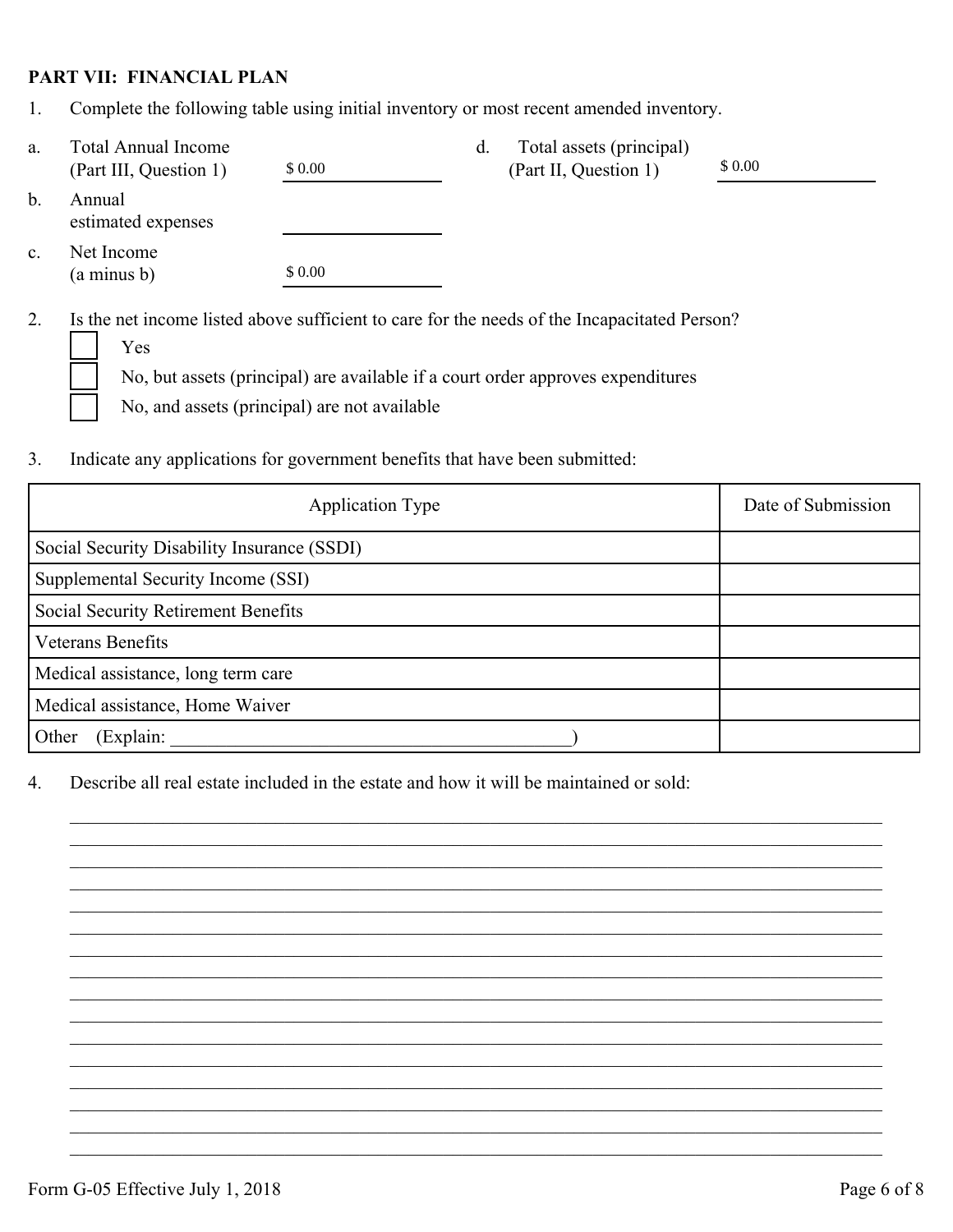**PART VII: FINANCIAL PLAN**

1. Complete the following table using initial inventory or most recent amended inventory.

a. Total Annual Income (Part III, Question 1) $ 0.00

b. Annual estimated expenses \_\_\_\_\_\_\_\_\_\_\_\_\_\_\_\_

c. Net Income (a minus b) $ 0.00

d. Total assets (principal) (Part II, Question 1) $ 0.00

2. Is the net income listed above sufficient to care for the needs of the Incapacitated Person?

☐ Yes

☐ No, but assets (principal) are available if a court order approves expenditures

☐ No, and assets (principal) are not available

3. Indicate any applications for government benefits that have been submitted:

| Application Type | Date of Submission |
|---|---|
| Social Security Disability Insurance (SSDI) | |
| Supplemental Security Income (SSI) | |
| Social Security Retirement Benefits | |
| Veterans Benefits | |
| Medical assistance, long term care | |
| Medical assistance, Home Waiver | |
| Other (Explain: \_\_\_\_\_\_\_\_\_\_\_\_\_\_\_\_\_\_\_\_\_\_\_\_\_\_\_\_\_\_\_\_\_\_\_\_\_\_\_\_) | |

4. Describe all real estate included in the estate and how it will be maintained or sold:

\_\_\_\_\_\_\_\_\_\_\_\_\_\_\_\_\_\_\_\_\_\_\_\_\_\_\_\_\_\_\_\_\_\_\_\_\_\_\_\_\_\_\_\_\_\_\_\_\_\_\_\_\_\_\_\_\_\_\_\_\_\_\_\_\_\_\_\_\_\_\_\_\_\_\_\_\_\_

\_\_\_\_\_\_\_\_\_\_\_\_\_\_\_\_\_\_\_\_\_\_\_\_\_\_\_\_\_\_\_\_\_\_\_\_\_\_\_\_\_\_\_\_\_\_\_\_\_\_\_\_\_\_\_\_\_\_\_\_\_\_\_\_\_\_\_\_\_\_\_\_\_\_\_\_\_\_

\_\_\_\_\_\_\_\_\_\_\_\_\_\_\_\_\_\_\_\_\_\_\_\_\_\_\_\_\_\_\_\_\_\_\_\_\_\_\_\_\_\_\_\_\_\_\_\_\_\_\_\_\_\_\_\_\_\_\_\_\_\_\_\_\_\_\_\_\_\_\_\_\_\_\_\_\_\_

\_\_\_\_\_\_\_\_\_\_\_\_\_\_\_\_\_\_\_\_\_\_\_\_\_\_\_\_\_\_\_\_\_\_\_\_\_\_\_\_\_\_\_\_\_\_\_\_\_\_\_\_\_\_\_\_\_\_\_\_\_\_\_\_\_\_\_\_\_\_\_\_\_\_\_\_\_\_

\_\_\_\_\_\_\_\_\_\_\_\_\_\_\_\_\_\_\_\_\_\_\_\_\_\_\_\_\_\_\_\_\_\_\_\_\_\_\_\_\_\_\_\_\_\_\_\_\_\_\_\_\_\_\_\_\_\_\_\_\_\_\_\_\_\_\_\_\_\_\_\_\_\_\_\_\_\_

\_\_\_\_\_\_\_\_\_\_\_\_\_\_\_\_\_\_\_\_\_\_\_\_\_\_\_\_\_\_\_\_\_\_\_\_\_\_\_\_\_\_\_\_\_\_\_\_\_\_\_\_\_\_\_\_\_\_\_\_\_\_\_\_\_\_\_\_\_\_\_\_\_\_\_\_\_\_

\_\_\_\_\_\_\_\_\_\_\_\_\_\_\_\_\_\_\_\_\_\_\_\_\_\_\_\_\_\_\_\_\_\_\_\_\_\_\_\_\_\_\_\_\_\_\_\_\_\_\_\_\_\_\_\_\_\_\_\_\_\_\_\_\_\_\_\_\_\_\_\_\_\_\_\_\_\_

\_\_\_\_\_\_\_\_\_\_\_\_\_\_\_\_\_\_\_\_\_\_\_\_\_\_\_\_\_\_\_\_\_\_\_\_\_\_\_\_\_\_\_\_\_\_\_\_\_\_\_\_\_\_\_\_\_\_\_\_\_\_\_\_\_\_\_\_\_\_\_\_\_\_\_\_\_\_

\_\_\_\_\_\_\_\_\_\_\_\_\_\_\_\_\_\_\_\_\_\_\_\_\_\_\_\_\_\_\_\_\_\_\_\_\_\_\_\_\_\_\_\_\_\_\_\_\_\_\_\_\_\_\_\_\_\_\_\_\_\_\_\_\_\_\_\_\_\_\_\_\_\_\_\_\_\_

\_\_\_\_\_\_\_\_\_\_\_\_\_\_\_\_\_\_\_\_\_\_\_\_\_\_\_\_\_\_\_\_\_\_\_\_\_\_\_\_\_\_\_\_\_\_\_\_\_\_\_\_\_\_\_\_\_\_\_\_\_\_\_\_\_\_\_\_\_\_\_\_\_\_\_\_\_\_

\_\_\_\_\_\_\_\_\_\_\_\_\_\_\_\_\_\_\_\_\_\_\_\_\_\_\_\_\_\_\_\_\_\_\_\_\_\_\_\_\_\_\_\_\_\_\_\_\_\_\_\_\_\_\_\_\_\_\_\_\_\_\_\_\_\_\_\_\_\_\_\_\_\_\_\_\_\_

\_\_\_\_\_\_\_\_\_\_\_\_\_\_\_\_\_\_\_\_\_\_\_\_\_\_\_\_\_\_\_\_\_\_\_\_\_\_\_\_\_\_\_\_\_\_\_\_\_\_\_\_\_\_\_\_\_\_\_\_\_\_\_\_\_\_\_\_\_\_\_\_\_\_\_\_\_\_

\_\_\_\_\_\_\_\_\_\_\_\_\_\_\_\_\_\_\_\_\_\_\_\_\_\_\_\_\_\_\_\_\_\_\_\_\_\_\_\_\_\_\_\_\_\_\_\_\_\_\_\_\_\_\_\_\_\_\_\_\_\_\_\_\_\_\_\_\_\_\_\_\_\_\_\_\_\_

\_\_\_\_\_\_\_\_\_\_\_\_\_\_\_\_\_\_\_\_\_\_\_\_\_\_\_\_\_\_\_\_\_\_\_\_\_\_\_\_\_\_\_\_\_\_\_\_\_\_\_\_\_\_\_\_\_\_\_\_\_\_\_\_\_\_\_\_\_\_\_\_\_\_\_\_\_\_

\_\_\_\_\_\_\_\_\_\_\_\_\_\_\_\_\_\_\_\_\_\_\_\_\_\_\_\_\_\_\_\_\_\_\_\_\_\_\_\_\_\_\_\_\_\_\_\_\_\_\_\_\_\_\_\_\_\_\_\_\_\_\_\_\_\_\_\_\_\_\_\_\_\_\_\_\_\_

Form G-05 Effective July 1, 2018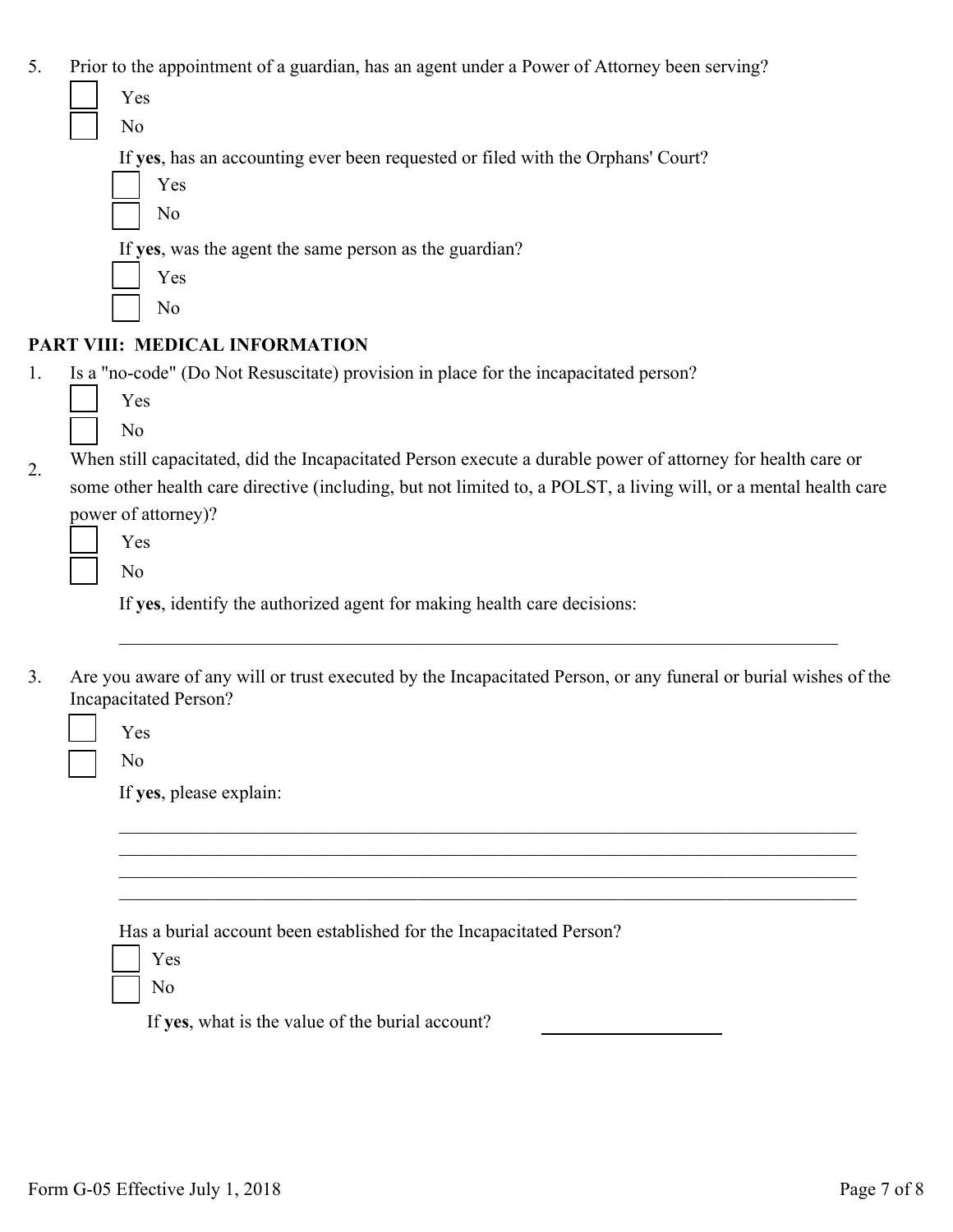5. Prior to the appointment of a guardian, has an agent under a Power of Attorney been serving?

   - [ ] Yes
   - [ ] No

   If **yes**, has an accounting ever been requested or filed with the Orphans' Court?

   - [ ] Yes
   - [ ] No

   If **yes**, was the agent the same person as the guardian?

   - [ ] Yes
   - [ ] No

## PART VIII: MEDICAL INFORMATION

1. Is a "no-code" (Do Not Resuscitate) provision in place for the incapacitated person?

   - [ ] Yes
   - [ ] No

2. When still capacitated, did the Incapacitated Person execute a durable power of attorney for health care or some other health care directive (including, but not limited to, a POLST, a living will, or a mental health care power of attorney)?

   - [ ] Yes
   - [ ] No

   If **yes**, identify the authorized agent for making health care decisions:

   ______________________________________________________________________________

3. Are you aware of any will or trust executed by the Incapacitated Person, or any funeral or burial wishes of the Incapacitated Person?

   - [ ] Yes
   - [ ] No

   If **yes**, please explain:

   ______________________________________________________________________________
   ______________________________________________________________________________
   ______________________________________________________________________________
   ______________________________________________________________________________

   Has a burial account been established for the Incapacitated Person?

   - [ ] Yes
   - [ ] No

   If **yes**, what is the value of the burial account? ____________________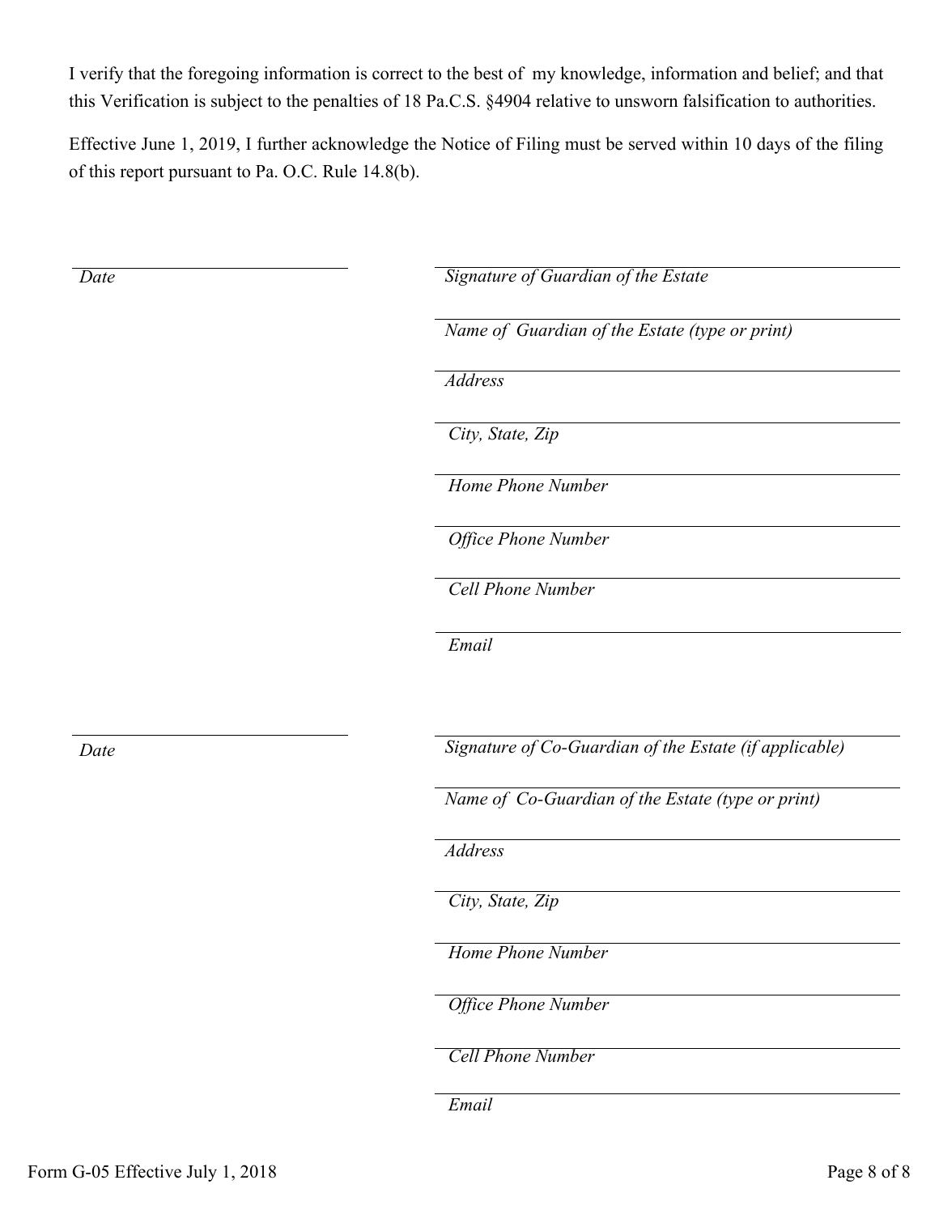I verify that the foregoing information is correct to the best of my knowledge, information and belief; and that this Verification is subject to the penalties of 18 Pa.C.S. §4904 relative to unsworn falsification to authorities.

Effective June 1, 2019, I further acknowledge the Notice of Filing must be served within 10 days of the filing of this report pursuant to Pa. O.C. Rule 14.8(b).

| | |
|---|---|
| ______________________ | ______________________________ |
| *Date* | *Signature of Guardian of the Estate* |
| | ______________________________ |
| | *Name of Guardian of the Estate (type or print)* |
| | ______________________________ |
| | *Address* |
| | ______________________________ |
| | *City, State, Zip* |
| | ______________________________ |
| | *Home Phone Number* |
| | ______________________________ |
| | *Office Phone Number* |
| | ______________________________ |
| | *Cell Phone Number* |
| | ______________________________ |
| | *Email* |

| | |
|---|---|
| ______________________ | ______________________________ |
| *Date* | *Signature of Co-Guardian of the Estate (if applicable)* |
| | ______________________________ |
| | *Name of Co-Guardian of the Estate (type or print)* |
| | ______________________________ |
| | *Address* |
| | ______________________________ |
| | *City, State, Zip* |
| | ______________________________ |
| | *Home Phone Number* |
| | ______________________________ |
| | *Office Phone Number* |
| | ______________________________ |
| | *Cell Phone Number* |
| | ______________________________ |
| | *Email* |

Form G-05 Effective July 1, 2018